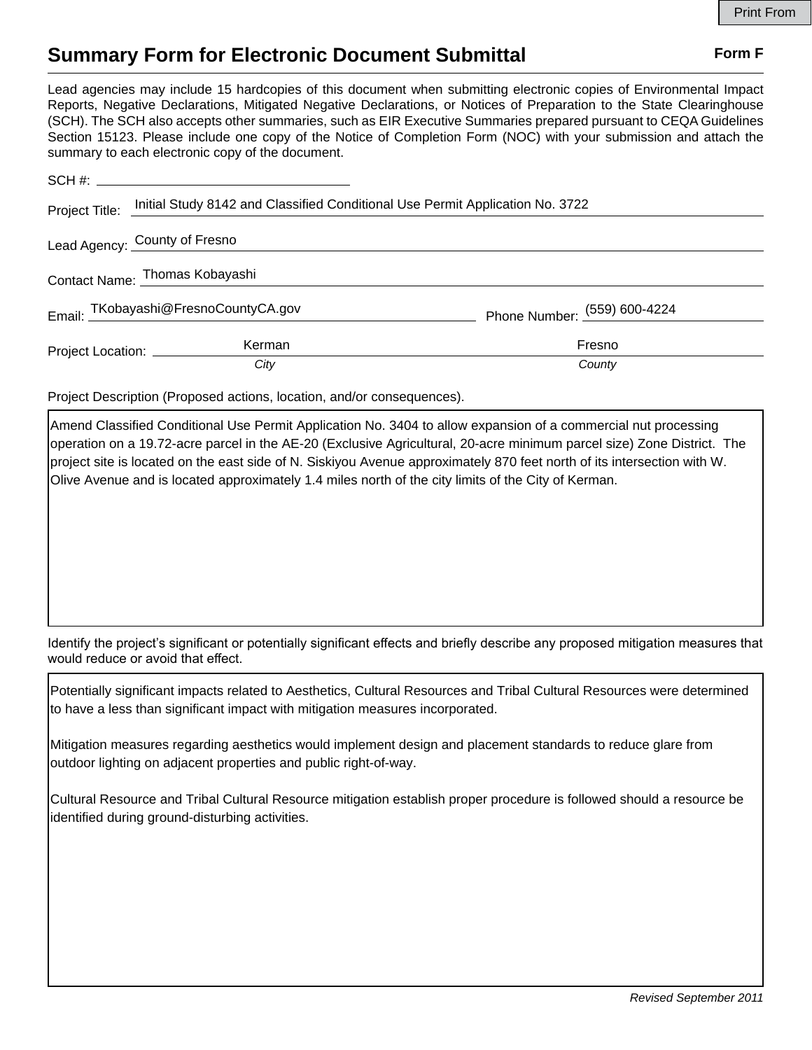Print From

# Summary Form for Electronic Document Submittal

**Form F**

Lead agencies may include 15 hardcopies of this document when submitting electronic copies of Environmental Impact Reports, Negative Declarations, Mitigated Negative Declarations, or Notices of Preparation to the State Clearinghouse (SCH). The SCH also accepts other summaries, such as EIR Executive Summaries prepared pursuant to CEQA Guidelines Section 15123. Please include one copy of the Notice of Completion Form (NOC) with your submission and attach the summary to each electronic copy of the document.

SCH #: ____________________

Project Title: Initial Study 8142 and Classified Conditional Use Permit Application No. 3722

Lead Agency: County of Fresno

Contact Name: Thomas Kobayashi

Email: TKobayashi@FresnoCountyCA.gov     Phone Number: (559) 600-4224

Project Location: Kerman (*City*)     Fresno (*County*)

Project Description (Proposed actions, location, and/or consequences).

Amend Classified Conditional Use Permit Application No. 3404 to allow expansion of a commercial nut processing operation on a 19.72-acre parcel in the AE-20 (Exclusive Agricultural, 20-acre minimum parcel size) Zone District. The project site is located on the east side of N. Siskiyou Avenue approximately 870 feet north of its intersection with W. Olive Avenue and is located approximately 1.4 miles north of the city limits of the City of Kerman.

Identify the project's significant or potentially significant effects and briefly describe any proposed mitigation measures that would reduce or avoid that effect.

Potentially significant impacts related to Aesthetics, Cultural Resources and Tribal Cultural Resources were determined to have a less than significant impact with mitigation measures incorporated.

Mitigation measures regarding aesthetics would implement design and placement standards to reduce glare from outdoor lighting on adjacent properties and public right-of-way.

Cultural Resource and Tribal Cultural Resource mitigation establish proper procedure is followed should a resource be identified during ground-disturbing activities.

*Revised September 2011*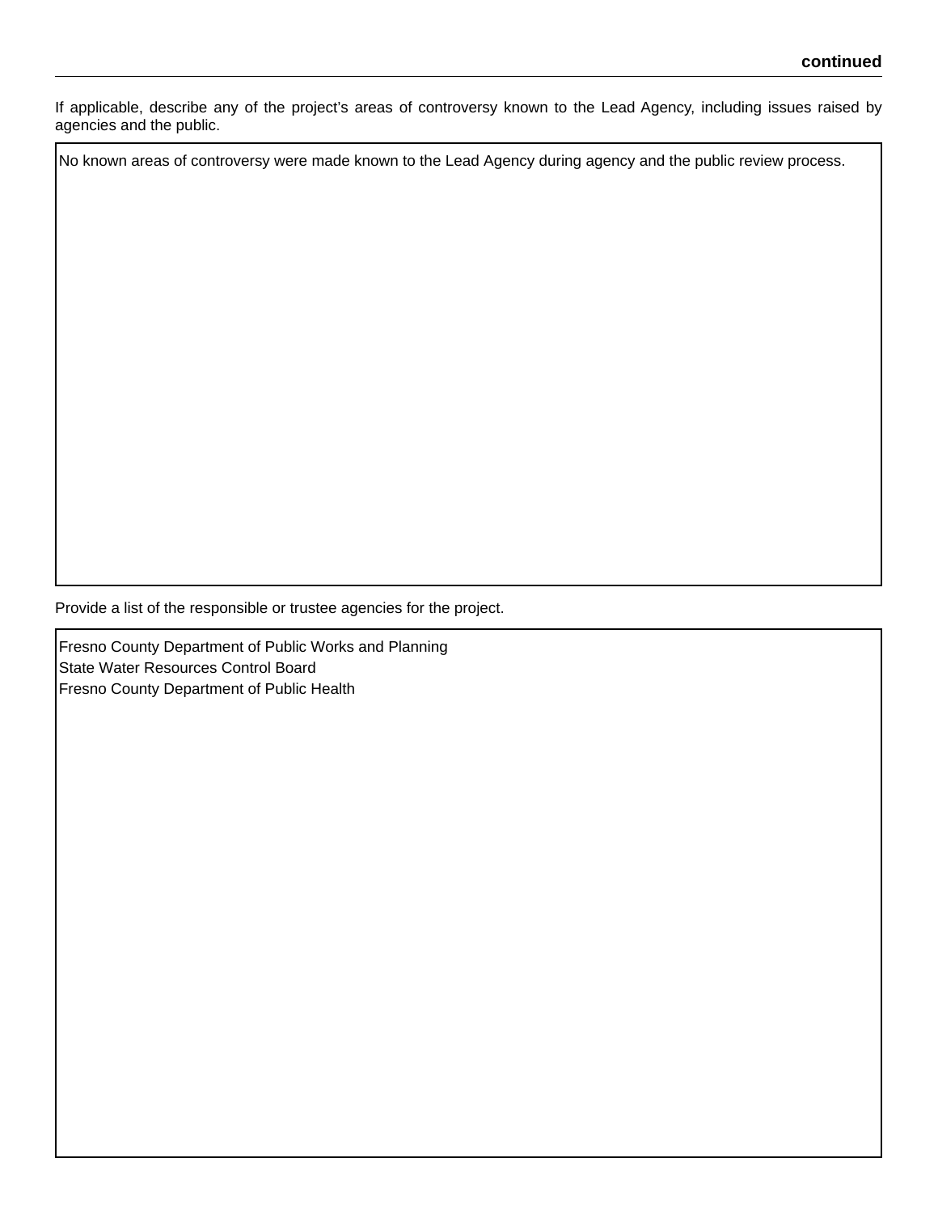**continued**

If applicable, describe any of the project's areas of controversy known to the Lead Agency, including issues raised by agencies and the public.

No known areas of controversy were made known to the Lead Agency during agency and the public review process.

Provide a list of the responsible or trustee agencies for the project.

Fresno County Department of Public Works and Planning
State Water Resources Control Board
Fresno County Department of Public Health